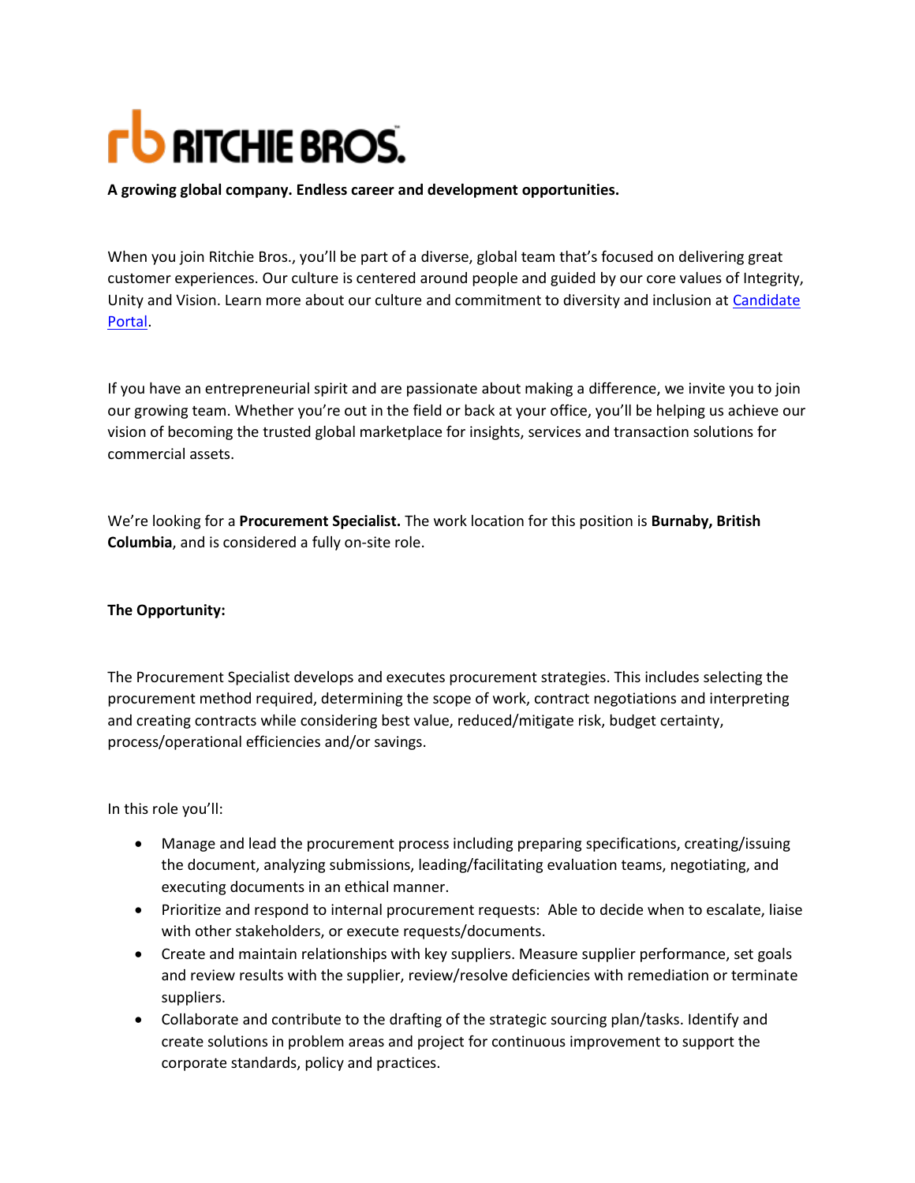RITCHIE BROS.

**A growing global company. Endless career and development opportunities.**

When you join Ritchie Bros., you'll be part of a diverse, global team that's focused on delivering great customer experiences. Our culture is centered around people and guided by our core values of Integrity, Unity and Vision. Learn more about our culture and commitment to diversity and inclusion at Candidate Portal.

If you have an entrepreneurial spirit and are passionate about making a difference, we invite you to join our growing team. Whether you're out in the field or back at your office, you'll be helping us achieve our vision of becoming the trusted global marketplace for insights, services and transaction solutions for commercial assets.

We're looking for a **Procurement Specialist.** The work location for this position is **Burnaby, British Columbia**, and is considered a fully on-site role.

**The Opportunity:**

The Procurement Specialist develops and executes procurement strategies. This includes selecting the procurement method required, determining the scope of work, contract negotiations and interpreting and creating contracts while considering best value, reduced/mitigate risk, budget certainty, process/operational efficiencies and/or savings.

In this role you'll:

- Manage and lead the procurement process including preparing specifications, creating/issuing the document, analyzing submissions, leading/facilitating evaluation teams, negotiating, and executing documents in an ethical manner.
- Prioritize and respond to internal procurement requests: Able to decide when to escalate, liaise with other stakeholders, or execute requests/documents.
- Create and maintain relationships with key suppliers. Measure supplier performance, set goals and review results with the supplier, review/resolve deficiencies with remediation or terminate suppliers.
- Collaborate and contribute to the drafting of the strategic sourcing plan/tasks. Identify and create solutions in problem areas and project for continuous improvement to support the corporate standards, policy and practices.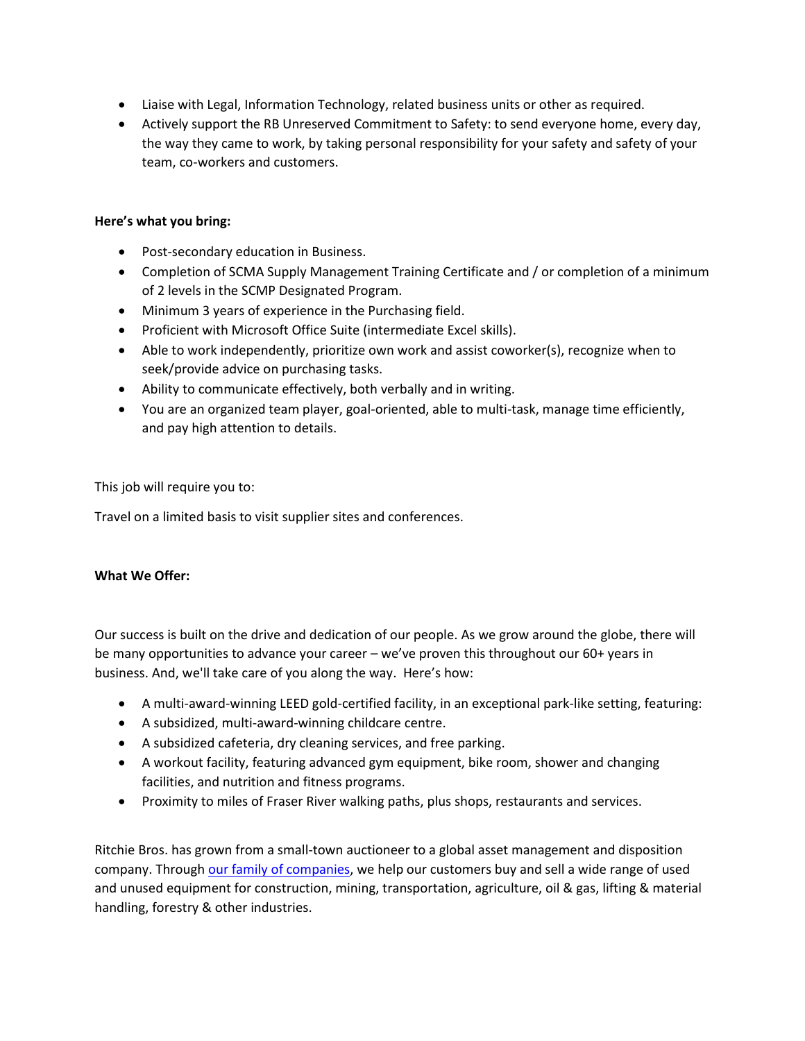- Liaise with Legal, Information Technology, related business units or other as required.
- Actively support the RB Unreserved Commitment to Safety: to send everyone home, every day, the way they came to work, by taking personal responsibility for your safety and safety of your team, co-workers and customers.

**Here's what you bring:**

- Post-secondary education in Business.
- Completion of SCMA Supply Management Training Certificate and / or completion of a minimum of 2 levels in the SCMP Designated Program.
- Minimum 3 years of experience in the Purchasing field.
- Proficient with Microsoft Office Suite (intermediate Excel skills).
- Able to work independently, prioritize own work and assist coworker(s), recognize when to seek/provide advice on purchasing tasks.
- Ability to communicate effectively, both verbally and in writing.
- You are an organized team player, goal-oriented, able to multi-task, manage time efficiently, and pay high attention to details.

This job will require you to:

Travel on a limited basis to visit supplier sites and conferences.

**What We Offer:**

Our success is built on the drive and dedication of our people. As we grow around the globe, there will be many opportunities to advance your career – we've proven this throughout our 60+ years in business. And, we'll take care of you along the way. Here's how:

- A multi-award-winning LEED gold-certified facility, in an exceptional park-like setting, featuring:
- A subsidized, multi-award-winning childcare centre.
- A subsidized cafeteria, dry cleaning services, and free parking.
- A workout facility, featuring advanced gym equipment, bike room, shower and changing facilities, and nutrition and fitness programs.
- Proximity to miles of Fraser River walking paths, plus shops, restaurants and services.

Ritchie Bros. has grown from a small-town auctioneer to a global asset management and disposition company. Through [our family of companies], we help our customers buy and sell a wide range of used and unused equipment for construction, mining, transportation, agriculture, oil & gas, lifting & material handling, forestry & other industries.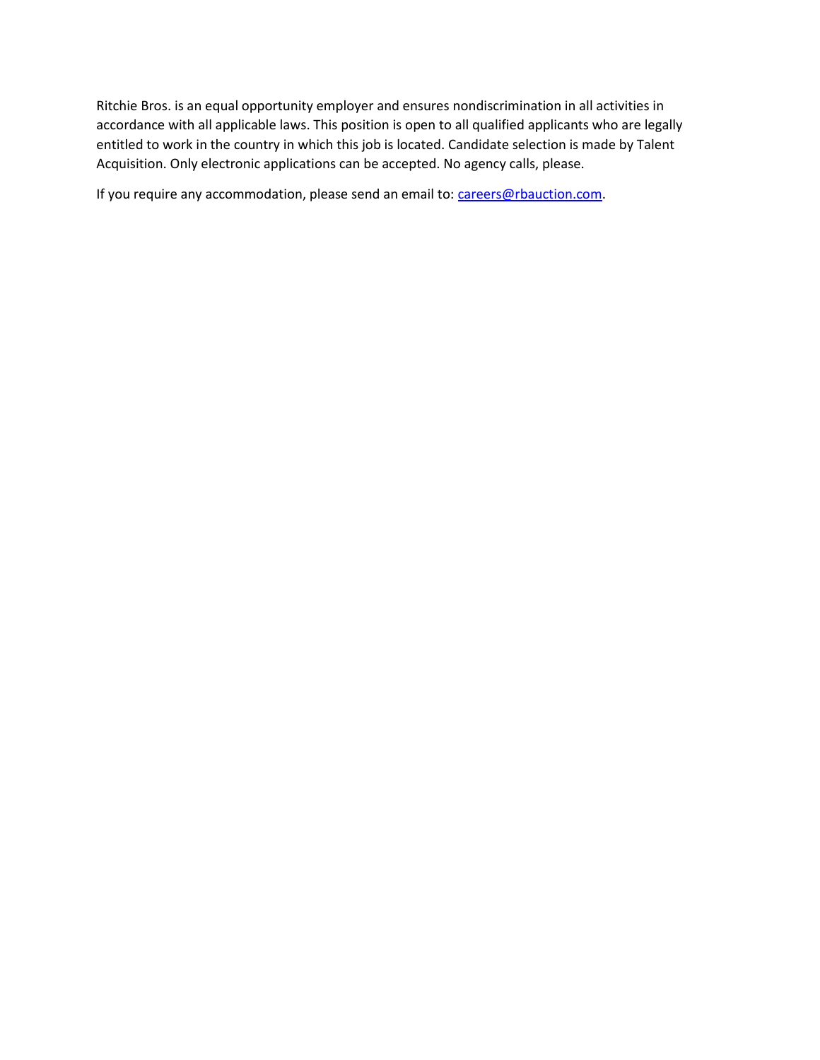Ritchie Bros. is an equal opportunity employer and ensures nondiscrimination in all activities in accordance with all applicable laws. This position is open to all qualified applicants who are legally entitled to work in the country in which this job is located. Candidate selection is made by Talent Acquisition. Only electronic applications can be accepted. No agency calls, please.

If you require any accommodation, please send an email to: careers@rbauction.com.